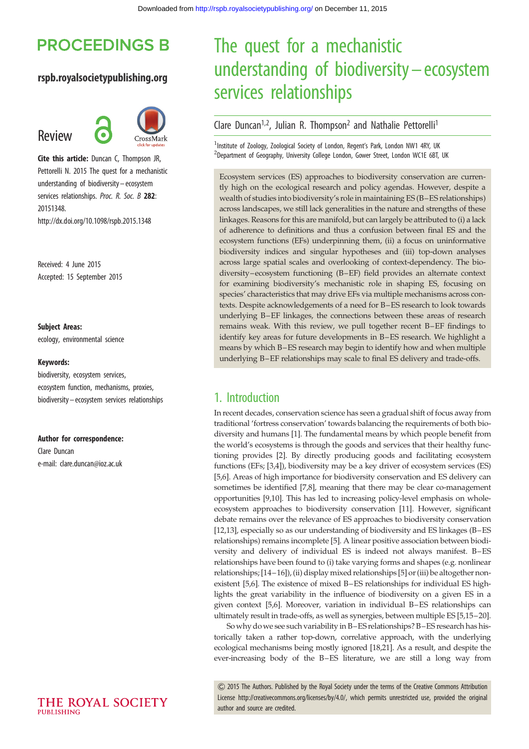# The quest for a mechanistic understanding of biodiversity–ecosystem services relationships

Clare Duncan[1,2], Julian R. Thompson[2] and Nathalie Pettorelli[1]

[1]Institute of Zoology, Zoological Society of London, Regent's Park, London NW1 4RY, UK
[2]Department of Geography, University College London, Gower Street, London WC1E 6BT, UK

**Review**

**Cite this article:** Duncan C, Thompson JR, Pettorelli N. 2015 The quest for a mechanistic understanding of biodiversity–ecosystem services relationships. *Proc. R. Soc. B* **282**: 20151348.
http://dx.doi.org/10.1098/rspb.2015.1348

Received: 4 June 2015
Accepted: 15 September 2015

**Subject Areas:**
ecology, environmental science

**Keywords:**
biodiversity, ecosystem services, ecosystem function, mechanisms, proxies, biodiversity–ecosystem services relationships

**Author for correspondence:**
Clare Duncan
e-mail: clare.duncan@ioz.ac.uk

Ecosystem services (ES) approaches to biodiversity conservation are currently high on the ecological research and policy agendas. However, despite a wealth of studies into biodiversity's role in maintaining ES (B–ES relationships) across landscapes, we still lack generalities in the nature and strengths of these linkages. Reasons for this are manifold, but can largely be attributed to (i) a lack of adherence to definitions and thus a confusion between final ES and the ecosystem functions (EFs) underpinning them, (ii) a focus on uninformative biodiversity indices and singular hypotheses and (iii) top-down analyses across large spatial scales and overlooking of context-dependency. The biodiversity–ecosystem functioning (B–EF) field provides an alternate context for examining biodiversity's mechanistic role in shaping ES, focusing on species' characteristics that may drive EFs via multiple mechanisms across contexts. Despite acknowledgements of a need for B–ES research to look towards underlying B–EF linkages, the connections between these areas of research remains weak. With this review, we pull together recent B–EF findings to identify key areas for future developments in B–ES research. We highlight a means by which B–ES research may begin to identify how and when multiple underlying B–EF relationships may scale to final ES delivery and trade-offs.

## 1. Introduction

In recent decades, conservation science has seen a gradual shift of focus away from traditional 'fortress conservation' towards balancing the requirements of both biodiversity and humans [1]. The fundamental means by which people benefit from the world's ecosystems is through the goods and services that their healthy functioning provides [2]. By directly producing goods and facilitating ecosystem functions (EFs; [3,4]), biodiversity may be a key driver of ecosystem services (ES) [5,6]. Areas of high importance for biodiversity conservation and ES delivery can sometimes be identified [7,8], meaning that there may be clear co-management opportunities [9,10]. This has led to increasing policy-level emphasis on whole-ecosystem approaches to biodiversity conservation [11]. However, significant debate remains over the relevance of ES approaches to biodiversity conservation [12,13], especially so as our understanding of biodiversity and ES linkages (B–ES relationships) remains incomplete [5]. A linear positive association between biodiversity and delivery of individual ES is indeed not always manifest. B–ES relationships have been found to (i) take varying forms and shapes (e.g. nonlinear relationships; [14–16]), (ii) display mixed relationships [5] or (iii) be altogether non-existent [5,6]. The existence of mixed B–ES relationships for individual ES highlights the great variability in the influence of biodiversity on a given ES in a given context [5,6]. Moreover, variation in individual B–ES relationships can ultimately result in trade-offs, as well as synergies, between multiple ES [5,15–20].

So why do we see such variability in B–ES relationships? B–ES research has historically taken a rather top-down, correlative approach, with the underlying ecological mechanisms being mostly ignored [18,21]. As a result, and despite the ever-increasing body of the B–ES literature, we are still a long way from

© 2015 The Authors. Published by the Royal Society under the terms of the Creative Commons Attribution License http://creativecommons.org/licenses/by/4.0/, which permits unrestricted use, provided the original author and source are credited.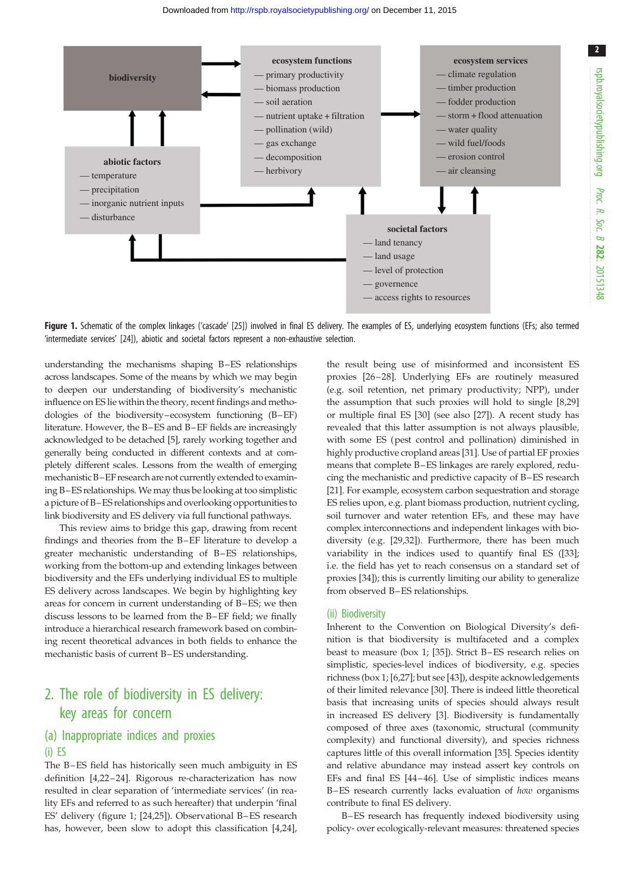biodiversity

ecosystem functions
- primary productivity
- biomass production
- soil aeration
- nutrient uptake + filtration
- pollination (wild)
- gas exchange
- decomposition
- herbivory

ecosystem services
- climate regulation
- timber production
- fodder production
- storm + flood attenuation
- water quality
- wild fuel/foods
- erosion control
- air cleansing

abiotic factors
- temperature
- precipitation
- inorganic nutrient inputs
- disturbance

societal factors
- land tenancy
- land usage
- level of protection
- governence
- access rights to resources

**Figure 1.** Schematic of the complex linkages ('cascade' [25]) involved in final ES delivery. The examples of ES, underlying ecosystem functions (EFs; also termed 'intermediate services' [24]), abiotic and societal factors represent a non-exhaustive selection.

understanding the mechanisms shaping B–ES relationships across landscapes. Some of the means by which we may begin to deepen our understanding of biodiversity's mechanistic influence on ES lie within the theory, recent findings and methodologies of the biodiversity–ecosystem functioning (B–EF) literature. However, the B–ES and B–EF fields are increasingly acknowledged to be detached [5], rarely working together and generally being conducted in different contexts and at completely different scales. Lessons from the wealth of emerging mechanistic B–EF research are not currently extended to examining B–ES relationships. We may thus be looking at too simplistic a picture of B–ES relationships and overlooking opportunities to link biodiversity and ES delivery via full functional pathways.

This review aims to bridge this gap, drawing from recent findings and theories from the B–EF literature to develop a greater mechanistic understanding of B–ES relationships, working from the bottom-up and extending linkages between biodiversity and the EFs underlying individual ES to multiple ES delivery across landscapes. We begin by highlighting key areas for concern in current understanding of B–ES; we then discuss lessons to be learned from the B–EF field; we finally introduce a hierarchical research framework based on combining recent theoretical advances in both fields to enhance the mechanistic basis of current B–ES understanding.

## 2. The role of biodiversity in ES delivery: key areas for concern

### (a) Inappropriate indices and proxies

#### (i) ES

The B–ES field has historically seen much ambiguity in ES definition [4,22–24]. Rigorous re-characterization has now resulted in clear separation of 'intermediate services' (in reality EFs and referred to as such hereafter) that underpin 'final ES' delivery (figure 1; [24,25]). Observational B–ES research has, however, been slow to adopt this classification [4,24], the result being use of misinformed and inconsistent ES proxies [26–28]. Underlying EFs are routinely measured (e.g. soil retention, net primary productivity; NPP), under the assumption that such proxies will hold to single [8,29] or multiple final ES [30] (see also [27]). A recent study has revealed that this latter assumption is not always plausible, with some ES (pest control and pollination) diminished in highly productive cropland areas [31]. Use of partial EF proxies means that complete B–ES linkages are rarely explored, reducing the mechanistic and predictive capacity of B–ES research [21]. For example, ecosystem carbon sequestration and storage ES relies upon, e.g. plant biomass production, nutrient cycling, soil turnover and water retention EFs, and these may have complex interconnections and independent linkages with biodiversity (e.g. [29,32]). Furthermore, there has been much variability in the indices used to quantify final ES ([33]; i.e. the field has yet to reach consensus on a standard set of proxies [34]); this is currently limiting our ability to generalize from observed B–ES relationships.

#### (ii) Biodiversity

Inherent to the Convention on Biological Diversity's definition is that biodiversity is multifaceted and a complex beast to measure (box 1; [35]). Strict B–ES research relies on simplistic, species-level indices of biodiversity, e.g. species richness (box 1; [6,27]; but see [43]), despite acknowledgements of their limited relevance [30]. There is indeed little theoretical basis that increasing units of species should always result in increased ES delivery [3]. Biodiversity is fundamentally composed of three axes (taxonomic, structural (community complexity) and functional diversity), and species richness captures little of this overall information [35]. Species identity and relative abundance may instead assert key controls on EFs and final ES [44–46]. Use of simplistic indices means B–ES research currently lacks evaluation of *how* organisms contribute to final ES delivery.

B–ES research has frequently indexed biodiversity using policy- over ecologically-relevant measures: threatened species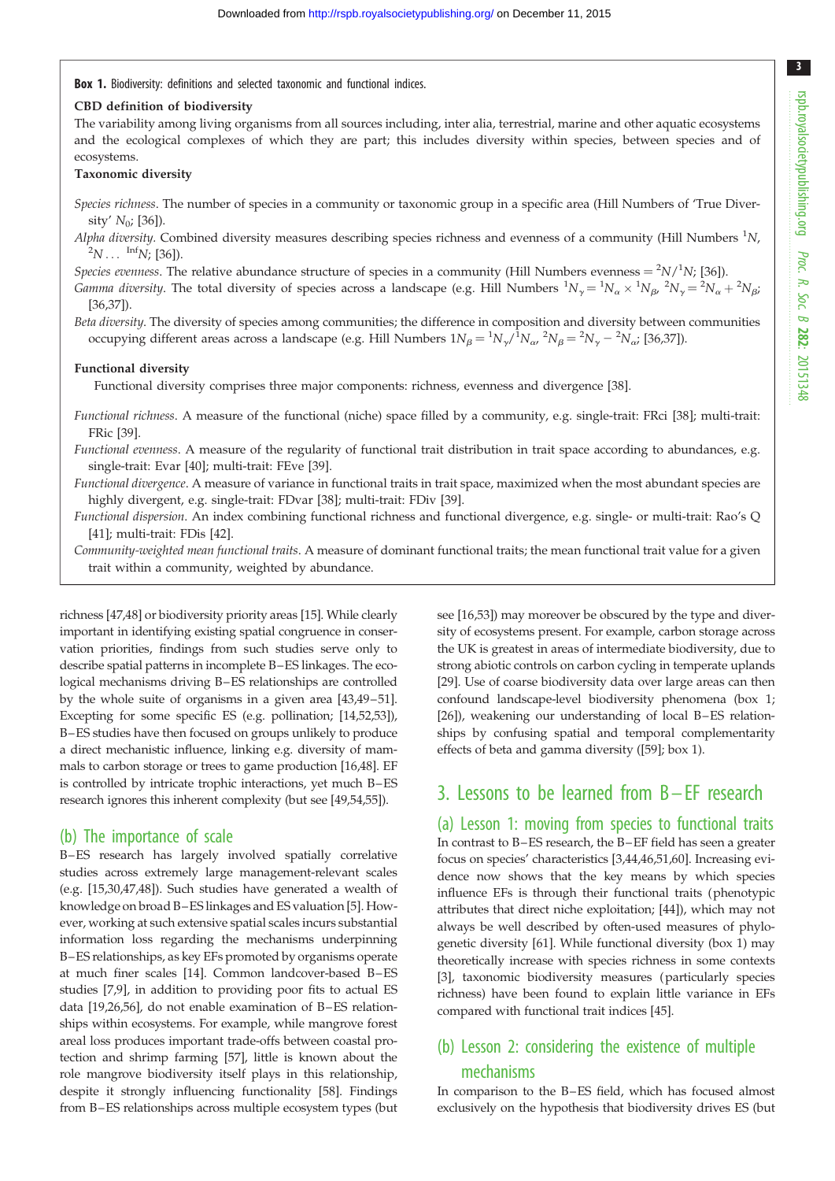**Box 1.** Biodiversity: definitions and selected taxonomic and functional indices.

**CBD definition of biodiversity**

The variability among living organisms from all sources including, inter alia, terrestrial, marine and other aquatic ecosystems and the ecological complexes of which they are part; this includes diversity within species, between species and of ecosystems.

**Taxonomic diversity**

*Species richness*. The number of species in a community or taxonomic group in a specific area (Hill Numbers of 'True Diversity' $N_0$; [36]).

*Alpha diversity*. Combined diversity measures describing species richness and evenness of a community (Hill Numbers ${}^{1}N$, ${}^{2}N \ldots {}^{\mathrm{Inf}}N$; [36]).

*Species evenness*. The relative abundance structure of species in a community (Hill Numbers evenness = ${}^{2}N/{}^{1}N$; [36]).

*Gamma diversity*. The total diversity of species across a landscape (e.g. Hill Numbers ${}^{1}N_{\gamma} = {}^{1}N_{\alpha} \times {}^{1}N_{\beta}$, ${}^{2}N_{\gamma} = {}^{2}N_{\alpha} + {}^{2}N_{\beta}$; [36,37]).

*Beta diversity*. The diversity of species among communities; the difference in composition and diversity between communities occupying different areas across a landscape (e.g. Hill Numbers $1N_{\beta} = {}^{1}N_{\gamma}/{}^{1}N_{\alpha}$, ${}^{2}N_{\beta} = {}^{2}N_{\gamma} - {}^{2}N_{\alpha}$; [36,37]).

**Functional diversity**

Functional diversity comprises three major components: richness, evenness and divergence [38].

*Functional richness*. A measure of the functional (niche) space filled by a community, e.g. single-trait: FRci [38]; multi-trait: FRic [39].

*Functional evenness*. A measure of the regularity of functional trait distribution in trait space according to abundances, e.g. single-trait: Evar [40]; multi-trait: FEve [39].

*Functional divergence*. A measure of variance in functional traits in trait space, maximized when the most abundant species are highly divergent, e.g. single-trait: FDvar [38]; multi-trait: FDiv [39].

*Functional dispersion*. An index combining functional richness and functional divergence, e.g. single- or multi-trait: Rao's Q [41]; multi-trait: FDis [42].

*Community-weighted mean functional traits*. A measure of dominant functional traits; the mean functional trait value for a given trait within a community, weighted by abundance.

richness [47,48] or biodiversity priority areas [15]. While clearly important in identifying existing spatial congruence in conservation priorities, findings from such studies serve only to describe spatial patterns in incomplete B–ES linkages. The ecological mechanisms driving B–ES relationships are controlled by the whole suite of organisms in a given area [43,49–51]. Excepting for some specific ES (e.g. pollination; [14,52,53]), B–ES studies have then focused on groups unlikely to produce a direct mechanistic influence, linking e.g. diversity of mammals to carbon storage or trees to game production [16,48]. EF is controlled by intricate trophic interactions, yet much B–ES research ignores this inherent complexity (but see [49,54,55]).

### (b) The importance of scale

B–ES research has largely involved spatially correlative studies across extremely large management-relevant scales (e.g. [15,30,47,48]). Such studies have generated a wealth of knowledge on broad B–ES linkages and ES valuation [5]. However, working at such extensive spatial scales incurs substantial information loss regarding the mechanisms underpinning B–ES relationships, as key EFs promoted by organisms operate at much finer scales [14]. Common landcover-based B–ES studies [7,9], in addition to providing poor fits to actual ES data [19,26,56], do not enable examination of B–ES relationships within ecosystems. For example, while mangrove forest areal loss produces important trade-offs between coastal protection and shrimp farming [57], little is known about the role mangrove biodiversity itself plays in this relationship, despite it strongly influencing functionality [58]. Findings from B–ES relationships across multiple ecosystem types (but see [16,53]) may moreover be obscured by the type and diversity of ecosystems present. For example, carbon storage across the UK is greatest in areas of intermediate biodiversity, due to strong abiotic controls on carbon cycling in temperate uplands [29]. Use of coarse biodiversity data over large areas can then confound landscape-level biodiversity phenomena (box 1; [26]), weakening our understanding of local B–ES relationships by confusing spatial and temporal complementarity effects of beta and gamma diversity ([59]; box 1).

## 3. Lessons to be learned from B–EF research

### (a) Lesson 1: moving from species to functional traits

In contrast to B–ES research, the B–EF field has seen a greater focus on species' characteristics [3,44,46,51,60]. Increasing evidence now shows that the key means by which species influence EFs is through their functional traits (phenotypic attributes that direct niche exploitation; [44]), which may not always be well described by often-used measures of phylogenetic diversity [61]. While functional diversity (box 1) may theoretically increase with species richness in some contexts [3], taxonomic biodiversity measures (particularly species richness) have been found to explain little variance in EFs compared with functional trait indices [45].

### (b) Lesson 2: considering the existence of multiple mechanisms

In comparison to the B–ES field, which has focused almost exclusively on the hypothesis that biodiversity drives ES (but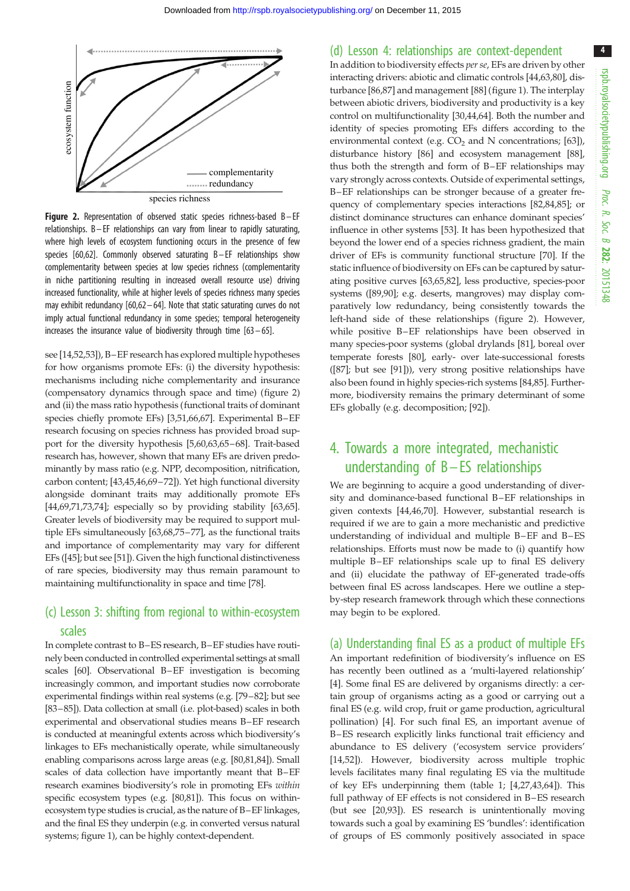**Figure 2.** Representation of observed static species richness-based B–EF relationships. B–EF relationships can vary from linear to rapidly saturating, where high levels of ecosystem functioning occurs in the presence of few species [60,62]. Commonly observed saturating B–EF relationships show complementarity between species at low species richness (complementarity in niche partitioning resulting in increased overall resource use) driving increased functionality, while at higher levels of species richness many species may exhibit redundancy [60,62–64]. Note that static saturating curves do not imply actual functional redundancy in some species; temporal heterogeneity increases the insurance value of biodiversity through time [63–65].

see [14,52,53]), B–EF research has explored multiple hypotheses for how organisms promote EFs: (i) the diversity hypothesis: mechanisms including niche complementarity and insurance (compensatory dynamics through space and time) (figure 2) and (ii) the mass ratio hypothesis (functional traits of dominant species chiefly promote EFs) [3,51,66,67]. Experimental B–EF research focusing on species richness has provided broad support for the diversity hypothesis [5,60,63,65–68]. Trait-based research has, however, shown that many EFs are driven predominantly by mass ratio (e.g. NPP, decomposition, nitrification, carbon content; [43,45,46,69–72]). Yet high functional diversity alongside dominant traits may additionally promote EFs [44,69,71,73,74]; especially so by providing stability [63,65]. Greater levels of biodiversity may be required to support multiple EFs simultaneously [63,68,75–77], as the functional traits and importance of complementarity may vary for different EFs ([45]; but see [51]). Given the high functional distinctiveness of rare species, biodiversity may thus remain paramount to maintaining multifunctionality in space and time [78].

## (c) Lesson 3: shifting from regional to within-ecosystem scales

In complete contrast to B–ES research, B–EF studies have routinely been conducted in controlled experimental settings at small scales [60]. Observational B–EF investigation is becoming increasingly common, and important studies now corroborate experimental findings within real systems (e.g. [79–82]; but see [83–85]). Data collection at small (i.e. plot-based) scales in both experimental and observational studies means B–EF research is conducted at meaningful extents across which biodiversity's linkages to EFs mechanistically operate, while simultaneously enabling comparisons across large areas (e.g. [80,81,84]). Small scales of data collection have importantly meant that B–EF research examines biodiversity's role in promoting EFs *within* specific ecosystem types (e.g. [80,81]). This focus on within-ecosystem type studies is crucial, as the nature of B–EF linkages, and the final ES they underpin (e.g. in converted versus natural systems; figure 1), can be highly context-dependent.

## (d) Lesson 4: relationships are context-dependent

In addition to biodiversity effects *per se*, EFs are driven by other interacting drivers: abiotic and climatic controls [44,63,80], disturbance [86,87] and management [88] (figure 1). The interplay between abiotic drivers, biodiversity and productivity is a key control on multifunctionality [30,44,64]. Both the number and identity of species promoting EFs differs according to the environmental context (e.g. $CO_2$ and N concentrations; [63]), disturbance history [86] and ecosystem management [88], thus both the strength and form of B–EF relationships may vary strongly across contexts. Outside of experimental settings, B–EF relationships can be stronger because of a greater frequency of complementary species interactions [82,84,85]; or distinct dominance structures can enhance dominant species' influence in other systems [53]. It has been hypothesized that beyond the lower end of a species richness gradient, the main driver of EFs is community functional structure [70]. If the static influence of biodiversity on EFs can be captured by saturating positive curves [63,65,82], less productive, species-poor systems ([89,90]; e.g. deserts, mangroves) may display comparatively low redundancy, being consistently towards the left-hand side of these relationships (figure 2). However, while positive B–EF relationships have been observed in many species-poor systems (global drylands [81], boreal over temperate forests [80], early- over late-successional forests ([87]; but see [91])), very strong positive relationships have also been found in highly species-rich systems [84,85]. Furthermore, biodiversity remains the primary determinant of some EFs globally (e.g. decomposition; [92]).

# 4. Towards a more integrated, mechanistic understanding of B–ES relationships

We are beginning to acquire a good understanding of diversity and dominance-based functional B–EF relationships in given contexts [44,46,70]. However, substantial research is required if we are to gain a more mechanistic and predictive understanding of individual and multiple B–EF and B–ES relationships. Efforts must now be made to (i) quantify how multiple B–EF relationships scale up to final ES delivery and (ii) elucidate the pathway of EF-generated trade-offs between final ES across landscapes. Here we outline a step-by-step research framework through which these connections may begin to be explored.

## (a) Understanding final ES as a product of multiple EFs

An important redefinition of biodiversity's influence on ES has recently been outlined as a 'multi-layered relationship' [4]. Some final ES are delivered by organisms directly: a certain group of organisms acting as a good or carrying out a final ES (e.g. wild crop, fruit or game production, agricultural pollination) [4]. For such final ES, an important avenue of B–ES research explicitly links functional trait efficiency and abundance to ES delivery ('ecosystem service providers' [14,52]). However, biodiversity across multiple trophic levels facilitates many final regulating ES via the multitude of key EFs underpinning them (table 1; [4,27,43,64]). This full pathway of EF effects is not considered in B–ES research (but see [20,93]). ES research is unintentionally moving towards such a goal by examining ES 'bundles': identification of groups of ES commonly positively associated in space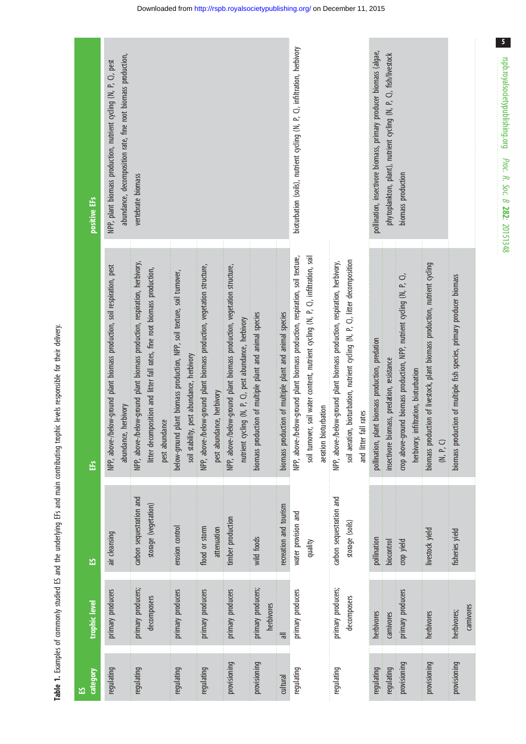**Table 1.** Examples of commonly studied ES and the underlying EFs and main contributing trophic levels responsible for their delivery.

| ES category | trophic level | ES | EFs | positive EFs |
|---|---|---|---|---|
| regulating | primary producers | air cleansing | NPP, above-/below-ground plant biomass production, soil respiration, pest abundance, herbivory | NPP, plant biomass production, nutrient cycling (N, P, C), pest abundance, decomposition rate, fine root biomass production, vertebrate biomass |
| regulating | primary producers; decomposers | carbon sequestration and storage (vegetation) | NPP, above-/below-ground plant biomass production, respiration, herbivory, litter decomposition and litter fall rates, fine root biomass production, pest abundance | |
| regulating | primary producers | erosion control | below-ground plant biomass production, NPP, soil texture, soil turnover, soil stability, pest abundance, herbivory | |
| regulating | primary producers | flood or storm attenuation | NPP, above-/below-ground plant biomass production, vegetation structure, pest abundance, herbivory | |
| provisioning | primary producers | timber production | NPP, above-/below-ground plant biomass production, vegetation structure, nutrient cycling (N, P, C), pest abundance, herbivory | |
| provisioning | primary producers; herbivores | wild foods | biomass production of multiple plant and animal species | |
| cultural | all | recreation and tourism | biomass production of multiple plant and animal species | |
| regulating | primary producers | water provision and quality | NPP, above-/below-ground plant biomass production, respiration, soil texture, soil turnover, soil water content, nutrient cycling (N, P, C), infiltration, soil aeration bioturbation | bioturbation (soils), nutrient cycling (N, P, C), infiltration, herbivory |
| regulating | primary producers; decomposers | carbon sequestration and storage (soils) | NPP, above-/below-ground plant biomass production, respiration, herbivory, soil aeration, bioturbation, nutrient cycling (N, P, C), litter decomposition and litter fall rates | |
| regulating | herbivores | pollination | pollination, plant biomass production, predation | pollination, insectivore biomass, primary producer biomass (algae, phytoplankton, plant), nutrient cycling (N, P, C), fish/livestock biomass production |
| regulating | carnivores | biocontrol | insectivore biomass, predation, resistance | |
| provisioning | primary producers | crop yield | crop above-ground biomass production, NPP, nutrient cycling (N, P, C), herbivory, infiltration, bioturbation | |
| provisioning | herbivores | livestock yield | biomass production of livestock, plant biomass production, nutrient cycling (N, P, C) | |
| provisioning | herbivores; carnivores | fisheries yield | biomass production of multiple fish species, primary producer biomass | |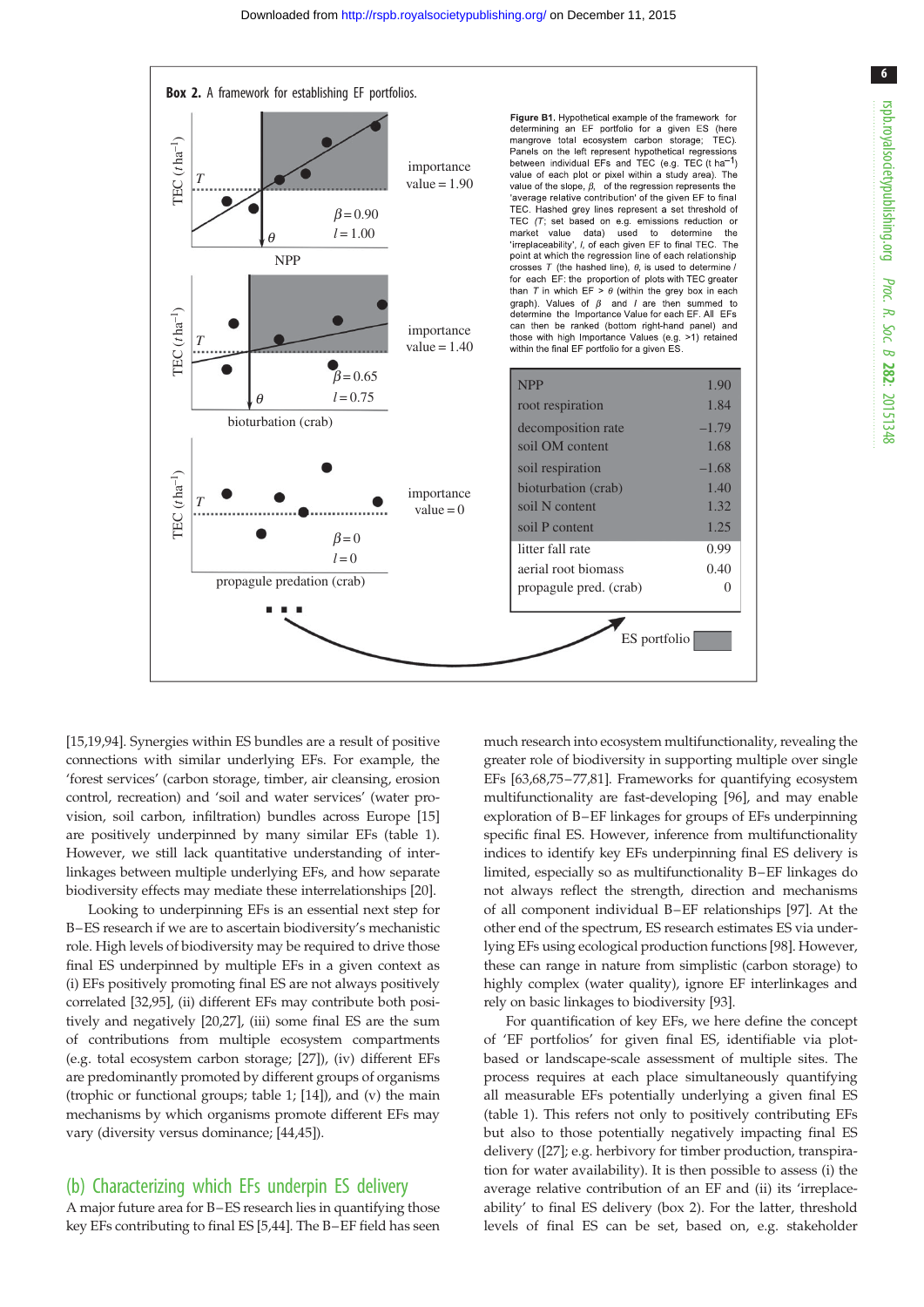**Box 2.** A framework for establishing EF portfolios.

**Figure B1.** Hypothetical example of the framework for determining an EF portfolio for a given ES (here mangrove total ecosystem carbon storage; TEC). Panels on the left represent hypothetical regressions between individual EFs and TEC (e.g. TEC (t $ha^{-1}$) value of each plot or pixel within a study area). The value of the slope, $\beta$, of the regression represents the 'average relative contribution' of the given EF to final TEC. Hashed grey lines represent a set threshold of TEC ($T$; set based on e.g. emissions reduction or market value data) used to determine the 'irreplaceability', $I$, of each given EF to final TEC. The point at which the regression line of each relationship crosses $T$ (the hashed line), $\theta$, is used to determine $I$ for each EF: the proportion of plots with TEC greater than $T$ in which EF > $\theta$ (within the grey box in each graph). Values of $\beta$ and $I$ are then summed to determine the Importance Value for each EF. All EFs can then be ranked (bottom right-hand panel) and those with high Importance Values (e.g. >1) retained within the final EF portfolio for a given ES.

| EF | Importance value |
|---|---|
| NPP | 1.90 |
| root respiration | 1.84 |
| decomposition rate | −1.79 |
| soil OM content | 1.68 |
| soil respiration | −1.68 |
| bioturbation (crab) | 1.40 |
| soil N content | 1.32 |
| soil P content | 1.25 |
| litter fall rate | 0.99 |
| aerial root biomass | 0.40 |
| propagule pred. (crab) | 0 |

[15,19,94]. Synergies within ES bundles are a result of positive connections with similar underlying EFs. For example, the 'forest services' (carbon storage, timber, air cleansing, erosion control, recreation) and 'soil and water services' (water provision, soil carbon, infiltration) bundles across Europe [15] are positively underpinned by many similar EFs (table 1). However, we still lack quantitative understanding of interlinkages between multiple underlying EFs, and how separate biodiversity effects may mediate these interrelationships [20].

Looking to underpinning EFs is an essential next step for B–ES research if we are to ascertain biodiversity's mechanistic role. High levels of biodiversity may be required to drive those final ES underpinned by multiple EFs in a given context as (i) EFs positively promoting final ES may not always positively correlated [32,95], (ii) different EFs may contribute both positively and negatively [20,27], (iii) some final ES are the sum of contributions from multiple ecosystem compartments (e.g. total ecosystem carbon storage; [27]), (iv) different EFs are predominantly promoted by different groups of organisms (trophic or functional groups; table 1; [14]), and (v) the main mechanisms by which organisms promote different EFs may vary (diversity versus dominance; [44,45]).

## (b) Characterizing which EFs underpin ES delivery

A major future area for B–ES research lies in quantifying those key EFs contributing to final ES [5,44]. The B–EF field has seen much research into ecosystem multifunctionality, revealing the greater role of biodiversity in supporting multiple over single EFs [63,68,75–77,81]. Frameworks for quantifying ecosystem multifunctionality are fast-developing [96], and may enable exploration of B–EF linkages for groups of EFs underpinning specific final ES. However, inference from multifunctionality indices to identify key EFs underpinning final ES delivery is limited, especially so as multifunctionality B–EF linkages do not always reflect the strength, direction and mechanisms of all component individual B–EF relationships [97]. At the other end of the spectrum, ES research estimates ES via underlying EFs using ecological production functions [98]. However, these can range in nature from simplistic (carbon storage) to highly complex (water quality), ignore EF interlinkages and rely on basic linkages to biodiversity [93].

For quantification of key EFs, we here define the concept of 'EF portfolios' for given final ES, identifiable via plot-based or landscape-scale assessment of multiple sites. The process requires at each place simultaneously quantifying all measurable EFs potentially underlying a given final ES (table 1). This refers not only to positively contributing EFs but also to those potentially negatively impacting final ES delivery ([27]; e.g. herbivory for timber production, transpiration for water availability). It is then possible to assess (i) the average relative contribution of an EF and (ii) its 'irreplaceability' to final ES delivery (box 2). For the latter, threshold levels of final ES can be set, based on, e.g. stakeholder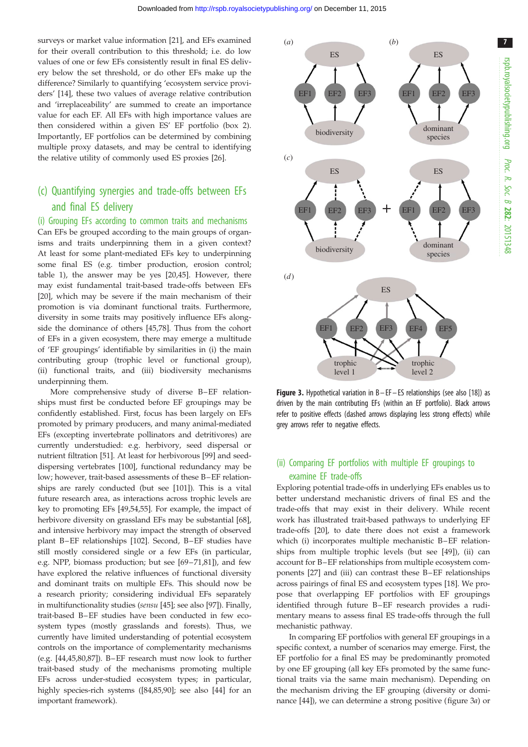surveys or market value information [21], and EFs examined for their overall contribution to this threshold; i.e. do low values of one or few EFs consistently result in final ES delivery below the set threshold, or do other EFs make up the difference? Similarly to quantifying 'ecosystem service providers' [14], these two values of average relative contribution and 'irreplaceability' are summed to create an importance value for each EF. All EFs with high importance values are then considered within a given ES' EF portfolio (box 2). Importantly, EF portfolios can be determined by combining multiple proxy datasets, and may be central to identifying the relative utility of commonly used ES proxies [26].

## (c) Quantifying synergies and trade-offs between EFs and final ES delivery

### (i) Grouping EFs according to common traits and mechanisms

Can EFs be grouped according to the main groups of organisms and traits underpinning them in a given context? At least for some plant-mediated EFs key to underpinning some final ES (e.g. timber production, erosion control; table 1), the answer may be yes [20,45]. However, there may exist fundamental trait-based trade-offs between EFs [20], which may be severe if the main mechanism of their promotion is via dominant functional traits. Furthermore, diversity in some traits may positively influence EFs alongside the dominance of others [45,78]. Thus from the cohort of EFs in a given ecosystem, there may emerge a multitude of 'EF groupings' identifiable by similarities in (i) the main contributing group (trophic level or functional group), (ii) functional traits, and (iii) biodiversity mechanisms underpinning them.

More comprehensive study of diverse B–EF relationships must first be conducted before EF groupings may be confidently established. First, focus has been largely on EFs promoted by primary producers, and many animal-mediated EFs (excepting invertebrate pollinators and detritivores) are currently understudied: e.g. herbivory, seed dispersal or nutrient filtration [51]. At least for herbivorous [99] and seed-dispersing vertebrates [100], functional redundancy may be low; however, trait-based assessments of these B–EF relationships are rarely conducted (but see [101]). This is a vital future research area, as interactions across trophic levels are key to promoting EFs [49,54,55]. For example, the impact of herbivore diversity on grassland EFs may be substantial [68], and intensive herbivory may impact the strength of observed plant B–EF relationships [102]. Second, B–EF studies have still mostly considered single or a few EFs (in particular, e.g. NPP, biomass production; but see [69–71,81]), and few have explored the relative influences of functional diversity and dominant traits on multiple EFs. This should now be a research priority; considering individual EFs separately in multifunctionality studies (*sensu* [45]; see also [97]). Finally, trait-based B–EF studies have been conducted in few ecosystem types (mostly grasslands and forests). Thus, we currently have limited understanding of potential ecosystem controls on the importance of complementarity mechanisms (e.g. [44,45,80,87]). B–EF research must now look to further trait-based study of the mechanisms promoting multiple EFs across under-studied ecosystem types; in particular, highly species-rich systems ([84,85,90]; see also [44] for an important framework).

**Figure 3.** Hypothetical variation in B–EF–ES relationships (see also [18]) as driven by the main contributing EFs (within an EF portfolio). Black arrows refer to positive effects (dashed arrows displaying less strong effects) while grey arrows refer to negative effects.

### (ii) Comparing EF portfolios with multiple EF groupings to examine EF trade-offs

Exploring potential trade-offs in underlying EFs enables us to better understand mechanistic drivers of final ES and the trade-offs that may exist in their delivery. While recent work has illustrated trait-based pathways to underlying EF trade-offs [20], to date there does not exist a framework which (i) incorporates multiple mechanistic B–EF relationships from multiple trophic levels (but see [49]), (ii) can account for B–EF relationships from multiple ecosystem components [27] and (iii) can contrast these B–EF relationships across pairings of final ES and ecosystem types [18]. We propose that overlapping EF portfolios with EF groupings identified through future B–EF research provides a rudimentary means to assess final ES trade-offs through the full mechanistic pathway.

In comparing EF portfolios with general EF groupings in a specific context, a number of scenarios may emerge. First, the EF portfolio for a final ES may be predominantly promoted by one EF grouping (all key EFs promoted by the same functional traits via the same main mechanism). Depending on the mechanism driving the EF grouping (diversity or dominance [44]), we can determine a strong positive (figure 3*a*) or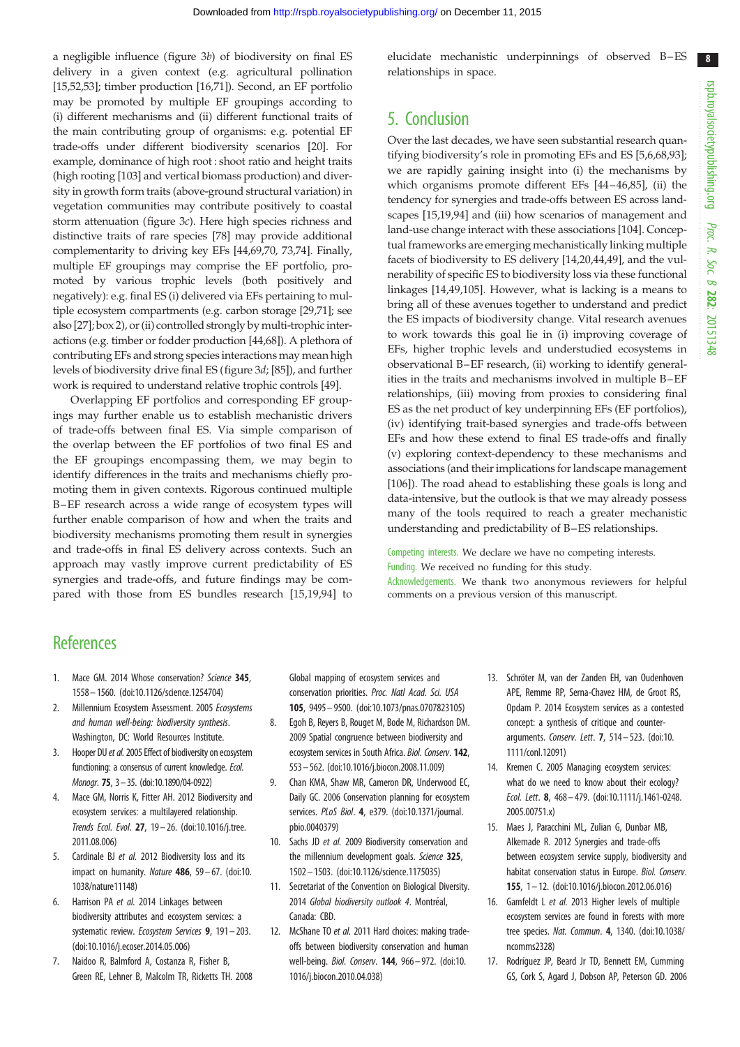a negligible influence (figure 3*b*) of biodiversity on final ES delivery in a given context (e.g. agricultural pollination [15,52,53]; timber production [16,71]). Second, an EF portfolio may be promoted by multiple EF groupings according to (i) different mechanisms and (ii) different functional traits of the main contributing group of organisms: e.g. potential EF trade-offs under different biodiversity scenarios [20]. For example, dominance of high root : shoot ratio and height traits (high rooting [103] and vertical biomass production) and diversity in growth form traits (above-ground structural variation) in vegetation communities may contribute positively to coastal storm attenuation (figure 3*c*). Here high species richness and distinctive traits of rare species [78] may provide additional complementarity to driving key EFs [44,69,70, 73,74]. Finally, multiple EF groupings may comprise the EF portfolio, promoted by various trophic levels (both positively and negatively): e.g. final ES (i) delivered via EFs pertaining to multiple ecosystem compartments (e.g. carbon storage [29,71]; see also [27]; box 2), or (ii) controlled strongly by multi-trophic interactions (e.g. timber or fodder production [44,68]). A plethora of contributing EFs and strong species interactions may mean high levels of biodiversity drive final ES (figure 3*d*; [85]), and further work is required to understand relative trophic controls [49].

Overlapping EF portfolios and corresponding EF groupings may further enable us to establish mechanistic drivers of trade-offs between final ES. Via simple comparison of the overlap between the EF portfolios of two final ES and the EF groupings encompassing them, we may begin to identify differences in the traits and mechanisms chiefly promoting them in given contexts. Rigorous continued multiple B–EF research across a wide range of ecosystem types will further enable comparison of how and when the traits and biodiversity mechanisms promoting them result in synergies and trade-offs in final ES delivery across contexts. Such an approach may vastly improve current predictability of ES synergies and trade-offs, and future findings may be compared with those from ES bundles research [15,19,94] to elucidate mechanistic underpinnings of observed B–ES relationships in space.

## 5. Conclusion

Over the last decades, we have seen substantial research quantifying biodiversity's role in promoting EFs and ES [5,6,68,93]; we are rapidly gaining insight into (i) the mechanisms by which organisms promote different EFs [44–46,85], (ii) the tendency for synergies and trade-offs between ES across landscapes [15,19,94] and (iii) how scenarios of management and land-use change interact with these associations [104]. Conceptual frameworks are emerging mechanistically linking multiple facets of biodiversity to ES delivery [14,20,44,49], and the vulnerability of specific ES to biodiversity loss via these functional linkages [14,49,105]. However, what is lacking is a means to bring all of these avenues together to understand and predict the ES impacts of biodiversity change. Vital research avenues to work towards this goal lie in (i) improving coverage of EFs, higher trophic levels and understudied ecosystems in observational B–EF research, (ii) working to identify generalities in the traits and mechanisms involved in multiple B–EF relationships, (iii) moving from proxies to considering final ES as the net product of key underpinning EFs (EF portfolios), (iv) identifying trait-based synergies and trade-offs between EFs and how these extend to final ES trade-offs and finally (v) exploring context-dependency to these mechanisms and associations (and their implications for landscape management [106]). The road ahead to establishing these goals is long and data-intensive, but the outlook is that we may already possess many of the tools required to reach a greater mechanistic understanding and predictability of B–ES relationships.

Competing interests. We declare we have no competing interests.

Funding. We received no funding for this study.

Acknowledgements. We thank two anonymous reviewers for helpful comments on a previous version of this manuscript.

## References

1. Mace GM. 2014 Whose conservation? *Science* **345**, 1558–1560. (doi:10.1126/science.1254704)
2. Millennium Ecosystem Assessment. 2005 *Ecosystems and human well-being: biodiversity synthesis*. Washington, DC: World Resources Institute.
3. Hooper DU *et al.* 2005 Effect of biodiversity on ecosystem functioning: a consensus of current knowledge. *Ecol. Monogr.* **75**, 3–35. (doi:10.1890/04-0922)
4. Mace GM, Norris K, Fitter AH. 2012 Biodiversity and ecosystem services: a multilayered relationship. *Trends Ecol. Evol.* **27**, 19–26. (doi:10.1016/j.tree.2011.08.006)
5. Cardinale BJ *et al.* 2012 Biodiversity loss and its impact on humanity. *Nature* **486**, 59–67. (doi:10.1038/nature11148)
6. Harrison PA *et al.* 2014 Linkages between biodiversity attributes and ecosystem services: a systematic review. *Ecosystem Services* **9**, 191–203. (doi:10.1016/j.ecoser.2014.05.006)
7. Naidoo R, Balmford A, Costanza R, Fisher B, Green RE, Lehner B, Malcolm TR, Ricketts TH. 2008 Global mapping of ecosystem services and conservation priorities. *Proc. Natl Acad. Sci. USA* **105**, 9495–9500. (doi:10.1073/pnas.0707823105)
8. Egoh B, Reyers B, Rouget M, Bode M, Richardson DM. 2009 Spatial congruence between biodiversity and ecosystem services in South Africa. *Biol. Conserv.* **142**, 553–562. (doi:10.1016/j.biocon.2008.11.009)
9. Chan KMA, Shaw MR, Cameron DR, Underwood EC, Daily GC. 2006 Conservation planning for ecosystem services. *PLoS Biol.* **4**, e379. (doi:10.1371/journal.pbio.0040379)
10. Sachs JD *et al.* 2009 Biodiversity conservation and the millennium development goals. *Science* **325**, 1502–1503. (doi:10.1126/science.1175035)
11. Secretariat of the Convention on Biological Diversity. 2014 *Global biodiversity outlook 4*. Montréal, Canada: CBD.
12. McShane TO *et al.* 2011 Hard choices: making trade-offs between biodiversity conservation and human well-being. *Biol. Conserv.* **144**, 966–972. (doi:10.1016/j.biocon.2010.04.038)
13. Schröter M, van der Zanden EH, van Oudenhoven APE, Remme RP, Serna-Chavez HM, de Groot RS, Opdam P. 2014 Ecosystem services as a contested concept: a synthesis of critique and counter-arguments. *Conserv. Lett.* **7**, 514–523. (doi:10.1111/conl.12091)
14. Kremen C. 2005 Managing ecosystem services: what do we need to know about their ecology? *Ecol. Lett.* **8**, 468–479. (doi:10.1111/j.1461-0248.2005.00751.x)
15. Maes J, Paracchini ML, Zulian G, Dunbar MB, Alkemade R. 2012 Synergies and trade-offs between ecosystem service supply, biodiversity and habitat conservation status in Europe. *Biol. Conserv.* **155**, 1–12. (doi:10.1016/j.biocon.2012.06.016)
16. Gamfeldt L *et al.* 2013 Higher levels of multiple ecosystem services are found in forests with more tree species. *Nat. Commun.* **4**, 1340. (doi:10.1038/ncomms2328)
17. Rodríguez JP, Beard Jr TD, Bennett EM, Cumming GS, Cork S, Agard J, Dobson AP, Peterson GD. 2006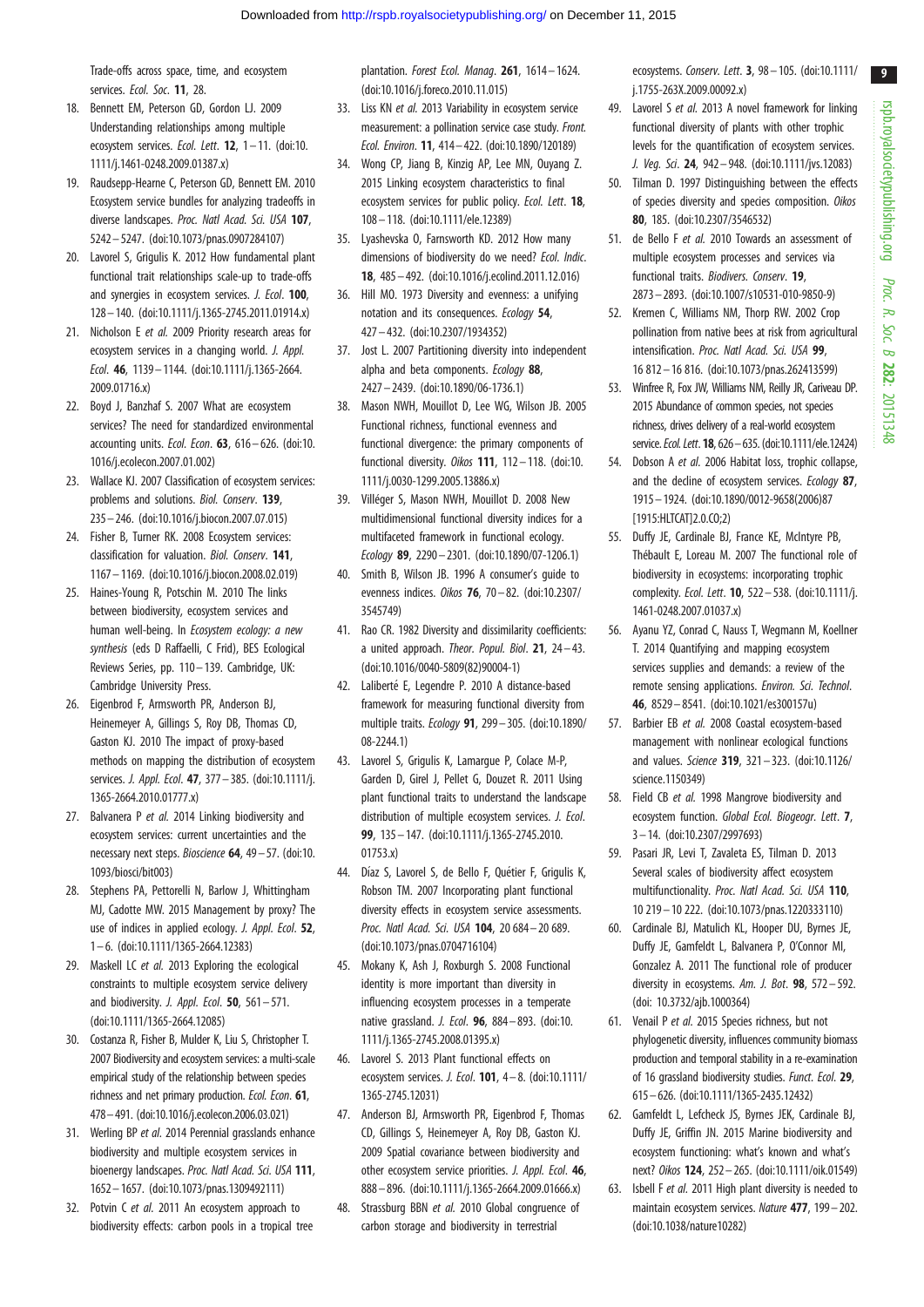Trade-offs across space, time, and ecosystem services. *Ecol. Soc.* **11**, 28.

18. Bennett EM, Peterson GD, Gordon LJ. 2009 Understanding relationships among multiple ecosystem services. *Ecol. Lett.* **12**, 1–11. (doi:10.1111/j.1461-0248.2009.01387.x)
19. Raudsepp-Hearne C, Peterson GD, Bennett EM. 2010 Ecosystem service bundles for analyzing tradeoffs in diverse landscapes. *Proc. Natl Acad. Sci. USA* **107**, 5242–5247. (doi:10.1073/pnas.0907284107)
20. Lavorel S, Grigulis K. 2012 How fundamental plant functional trait relationships scale-up to trade-offs and synergies in ecosystem services. *J. Ecol.* **100**, 128–140. (doi:10.1111/j.1365-2745.2011.01914.x)
21. Nicholson E *et al.* 2009 Priority research areas for ecosystem services in a changing world. *J. Appl. Ecol.* **46**, 1139–1144. (doi:10.1111/j.1365-2664.2009.01716.x)
22. Boyd J, Banzhaf S. 2007 What are ecosystem services? The need for standardized environmental accounting units. *Ecol. Econ.* **63**, 616–626. (doi:10.1016/j.ecolecon.2007.01.002)
23. Wallace KJ. 2007 Classification of ecosystem services: problems and solutions. *Biol. Conserv.* **139**, 235–246. (doi:10.1016/j.biocon.2007.07.015)
24. Fisher B, Turner RK. 2008 Ecosystem services: classification for valuation. *Biol. Conserv.* **141**, 1167–1169. (doi:10.1016/j.biocon.2008.02.019)
25. Haines-Young R, Potschin M. 2010 The links between biodiversity, ecosystem services and human well-being. In *Ecosystem ecology: a new synthesis* (eds D Raffaelli, C Frid), BES Ecological Reviews Series, pp. 110–139. Cambridge, UK: Cambridge University Press.
26. Eigenbrod F, Armsworth PR, Anderson BJ, Heinemeyer A, Gillings S, Roy DB, Thomas CD, Gaston KJ. 2010 The impact of proxy-based methods on mapping the distribution of ecosystem services. *J. Appl. Ecol.* **47**, 377–385. (doi:10.1111/j.1365-2664.2010.01777.x)
27. Balvanera P *et al.* 2014 Linking biodiversity and ecosystem services: current uncertainties and the necessary next steps. *Bioscience* **64**, 49–57. (doi:10.1093/biosci/bit003)
28. Stephens PA, Pettorelli N, Barlow J, Whittingham MJ, Cadotte MW. 2015 Management by proxy? The use of indices in applied ecology. *J. Appl. Ecol.* **52**, 1–6. (doi:10.1111/1365-2664.12383)
29. Maskell LC *et al.* 2013 Exploring the ecological constraints to multiple ecosystem service delivery and biodiversity. *J. Appl. Ecol.* **50**, 561–571. (doi:10.1111/1365-2664.12085)
30. Costanza R, Fisher B, Mulder K, Liu S, Christopher T. 2007 Biodiversity and ecosystem services: a multi-scale empirical study of the relationship between species richness and net primary production. *Ecol. Econ.* **61**, 478–491. (doi:10.1016/j.ecolecon.2006.03.021)
31. Werling BP *et al.* 2014 Perennial grasslands enhance biodiversity and multiple ecosystem services in bioenergy landscapes. *Proc. Natl Acad. Sci. USA* **111**, 1652–1657. (doi:10.1073/pnas.1309492111)
32. Potvin C *et al.* 2011 An ecosystem approach to biodiversity effects: carbon pools in a tropical tree plantation. *Forest Ecol. Manag.* **261**, 1614–1624. (doi:10.1016/j.foreco.2010.11.015)
33. Liss KN *et al.* 2013 Variability in ecosystem service measurement: a pollination service case study. *Front. Ecol. Environ.* **11**, 414–422. (doi:10.1890/120189)
34. Wong CP, Jiang B, Kinzig AP, Lee MN, Ouyang Z. 2015 Linking ecosystem characteristics to final ecosystem services for public policy. *Ecol. Lett.* **18**, 108–118. (doi:10.1111/ele.12389)
35. Lyashevska O, Farnsworth KD. 2012 How many dimensions of biodiversity do we need? *Ecol. Indic.* **18**, 485–492. (doi:10.1016/j.ecolind.2011.12.016)
36. Hill MO. 1973 Diversity and evenness: a unifying notation and its consequences. *Ecology* **54**, 427–432. (doi:10.2307/1934352)
37. Jost L. 2007 Partitioning diversity into independent alpha and beta components. *Ecology* **88**, 2427–2439. (doi:10.1890/06-1736.1)
38. Mason NWH, Mouillot D, Lee WG, Wilson JB. 2005 Functional richness, functional evenness and functional divergence: the primary components of functional diversity. *Oikos* **111**, 112–118. (doi:10.1111/j.0030-1299.2005.13886.x)
39. Villéger S, Mason NWH, Mouillot D. 2008 New multidimensional functional diversity indices for a multifaceted framework in functional ecology. *Ecology* **89**, 2290–2301. (doi:10.1890/07-1206.1)
40. Smith B, Wilson JB. 1996 A consumer's guide to evenness indices. *Oikos* **76**, 70–82. (doi:10.2307/3545749)
41. Rao CR. 1982 Diversity and dissimilarity coefficients: a united approach. *Theor. Popul. Biol.* **21**, 24–43. (doi:10.1016/0040-5809(82)90004-1)
42. Laliberté E, Legendre P. 2010 A distance-based framework for measuring functional diversity from multiple traits. *Ecology* **91**, 299–305. (doi:10.1890/08-2244.1)
43. Lavorel S, Grigulis K, Lamarque P, Colace M-P, Garden D, Girel J, Pellet G, Douzet R. 2011 Using plant functional traits to understand the landscape distribution of multiple ecosystem services. *J. Ecol.* **99**, 135–147. (doi:10.1111/j.1365-2745.2010.01753.x)
44. Díaz S, Lavorel S, de Bello F, Quétier F, Grigulis K, Robson TM. 2007 Incorporating plant functional diversity effects in ecosystem service assessments. *Proc. Natl Acad. Sci. USA* **104**, 20 684–20 689. (doi:10.1073/pnas.0704716104)
45. Mokany K, Ash J, Roxburgh S. 2008 Functional identity is more important than diversity in influencing ecosystem processes in a temperate native grassland. *J. Ecol.* **96**, 884–893. (doi:10.1111/j.1365-2745.2008.01395.x)
46. Lavorel S. 2013 Plant functional effects on ecosystem services. *J. Ecol.* **101**, 4–8. (doi:10.1111/1365-2745.12031)
47. Anderson BJ, Armsworth PR, Eigenbrod F, Thomas CD, Gillings S, Heinemeyer A, Roy DB, Gaston KJ. 2009 Spatial covariance between biodiversity and other ecosystem service priorities. *J. Appl. Ecol.* **46**, 888–896. (doi:10.1111/j.1365-2664.2009.01666.x)
48. Strassburg BBN *et al.* 2010 Global congruence of carbon storage and biodiversity in terrestrial ecosystems. *Conserv. Lett.* **3**, 98–105. (doi:10.1111/j.1755-263X.2009.00092.x)
49. Lavorel S *et al.* 2013 A novel framework for linking functional diversity of plants with other trophic levels for the quantification of ecosystem services. *J. Veg. Sci.* **24**, 942–948. (doi:10.1111/jvs.12083)
50. Tilman D. 1997 Distinguishing between the effects of species diversity and species composition. *Oikos* **80**, 185. (doi:10.2307/3546532)
51. de Bello F *et al.* 2010 Towards an assessment of multiple ecosystem processes and services via functional traits. *Biodivers. Conserv.* **19**, 2873–2893. (doi:10.1007/s10531-010-9850-9)
52. Kremen C, Williams NM, Thorp RW. 2002 Crop pollination from native bees at risk from agricultural intensification. *Proc. Natl Acad. Sci. USA* **99**, 16 812–16 816. (doi:10.1073/pnas.262413599)
53. Winfree R, Fox JW, Williams NM, Reilly JR, Cariveau DP. 2015 Abundance of common species, not species richness, drives delivery of a real-world ecosystem service. *Ecol. Lett.* **18**, 626–635. (doi:10.1111/ele.12424)
54. Dobson A *et al.* 2006 Habitat loss, trophic collapse, and the decline of ecosystem services. *Ecology* **87**, 1915–1924. (doi:10.1890/0012-9658(2006)87[1915:HLTCAT]2.0.CO;2)
55. Duffy JE, Cardinale BJ, France KE, McIntyre PB, Thébault E, Loreau M. 2007 The functional role of biodiversity in ecosystems: incorporating trophic complexity. *Ecol. Lett.* **10**, 522–538. (doi:10.1111/j.1461-0248.2007.01037.x)
56. Ayanu YZ, Conrad C, Nauss T, Wegmann M, Koellner T. 2014 Quantifying and mapping ecosystem services supplies and demands: a review of the remote sensing applications. *Environ. Sci. Technol.* **46**, 8529–8541. (doi:10.1021/es300157u)
57. Barbier EB *et al.* 2008 Coastal ecosystem-based management with nonlinear ecological functions and values. *Science* **319**, 321–323. (doi:10.1126/science.1150349)
58. Field CB *et al.* 1998 Mangrove biodiversity and ecosystem function. *Global Ecol. Biogeogr. Lett.* **7**, 3–14. (doi:10.2307/2997693)
59. Pasari JR, Levi T, Zavaleta ES, Tilman D. 2013 Several scales of biodiversity affect ecosystem multifunctionality. *Proc. Natl Acad. Sci. USA* **110**, 10 219–10 222. (doi:10.1073/pnas.1220333110)
60. Cardinale BJ, Matulich KL, Hooper DU, Byrnes JE, Duffy JE, Gamfeldt L, Balvanera P, O'Connor MI, Gonzalez A. 2011 The functional role of producer diversity in ecosystems. *Am. J. Bot.* **98**, 572–592. (doi: 10.3732/ajb.1000364)
61. Venail P *et al.* 2015 Species richness, but not phylogenetic diversity, influences community biomass production and temporal stability in a re-examination of 16 grassland biodiversity studies. *Funct. Ecol.* **29**, 615–626. (doi:10.1111/1365-2435.12432)
62. Gamfeldt L, Lefcheck JS, Byrnes JEK, Cardinale BJ, Duffy JE, Griffin JN. 2015 Marine biodiversity and ecosystem functioning: what's known and what's next? *Oikos* **124**, 252–265. (doi:10.1111/oik.01549)
63. Isbell F *et al.* 2011 High plant diversity is needed to maintain ecosystem services. *Nature* **477**, 199–202. (doi:10.1038/nature10282)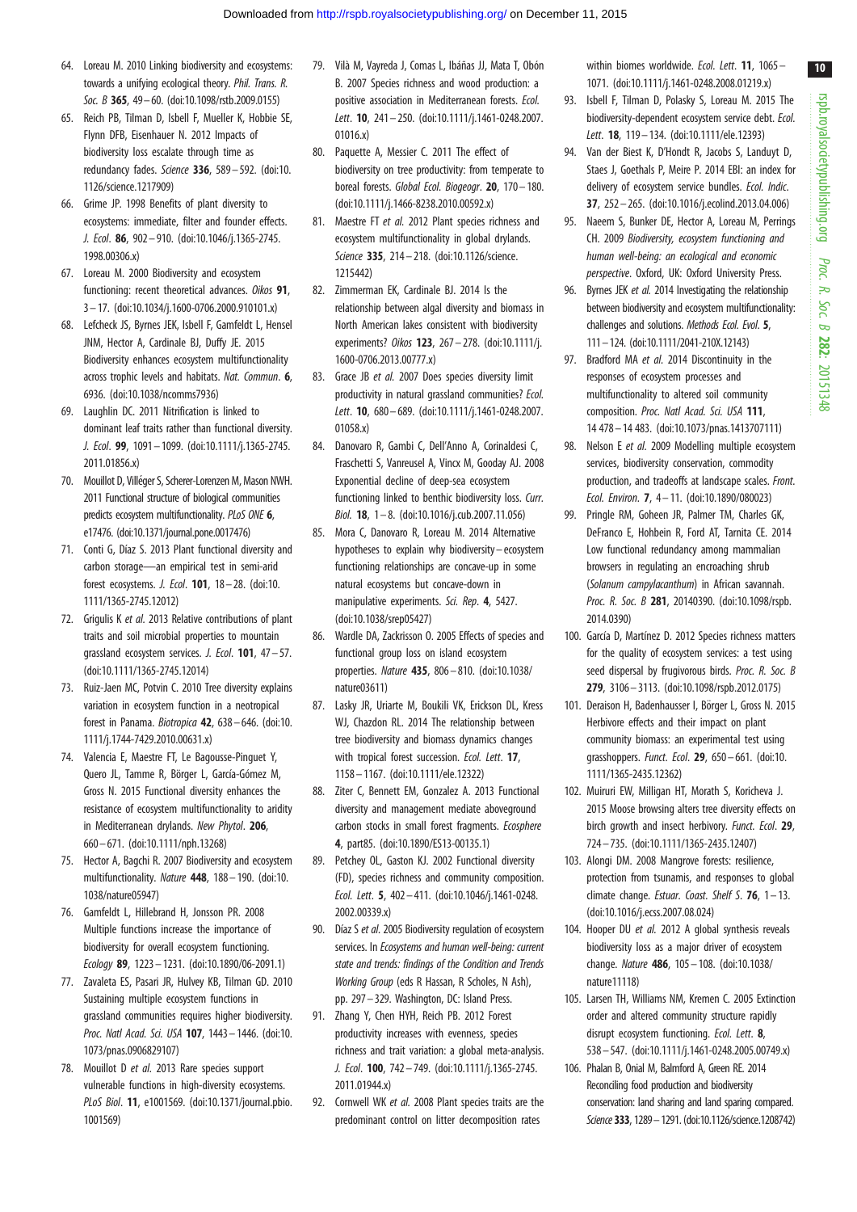64. Loreau M. 2010 Linking biodiversity and ecosystems: towards a unifying ecological theory. *Phil. Trans. R. Soc. B* **365**, 49–60. (doi:10.1098/rstb.2009.0155)
65. Reich PB, Tilman D, Isbell F, Mueller K, Hobbie SE, Flynn DFB, Eisenhauer N. 2012 Impacts of biodiversity loss escalate through time as redundancy fades. *Science* **336**, 589–592. (doi:10.1126/science.1217909)
66. Grime JP. 1998 Benefits of plant diversity to ecosystems: immediate, filter and founder effects. *J. Ecol*. **86**, 902–910. (doi:10.1046/j.1365-2745.1998.00306.x)
67. Loreau M. 2000 Biodiversity and ecosystem functioning: recent theoretical advances. *Oikos* **91**, 3–17. (doi:10.1034/j.1600-0706.2000.910101.x)
68. Lefcheck JS, Byrnes JEK, Isbell F, Gamfeldt L, Hensel JNM, Hector A, Cardinale BJ, Duffy JE. 2015 Biodiversity enhances ecosystem multifunctionality across trophic levels and habitats. *Nat. Commun*. **6**, 6936. (doi:10.1038/ncomms7936)
69. Laughlin DC. 2011 Nitrification is linked to dominant leaf traits rather than functional diversity. *J. Ecol*. **99**, 1091–1099. (doi:10.1111/j.1365-2745.2011.01856.x)
70. Mouillot D, Villéger S, Scherer-Lorenzen M, Mason NWH. 2011 Functional structure of biological communities predicts ecosystem multifunctionality. *PLoS ONE* **6**, e17476. (doi:10.1371/journal.pone.0017476)
71. Conti G, Díaz S. 2013 Plant functional diversity and carbon storage—an empirical test in semi-arid forest ecosystems. *J. Ecol*. **101**, 18–28. (doi:10.1111/1365-2745.12012)
72. Grigulis K *et al*. 2013 Relative contributions of plant traits and soil microbial properties to mountain grassland ecosystem services. *J. Ecol*. **101**, 47–57. (doi:10.1111/1365-2745.12014)
73. Ruiz-Jaen MC, Potvin C. 2010 Tree diversity explains variation in ecosystem function in a neotropical forest in Panama. *Biotropica* **42**, 638–646. (doi:10.1111/j.1744-7429.2010.00631.x)
74. Valencia E, Maestre FT, Le Bagousse-Pinguet Y, Quero JL, Tamme R, Börger L, García-Gómez M, Gross N. 2015 Functional diversity enhances the resistance of ecosystem multifunctionality to aridity in Mediterranean drylands. *New Phytol*. **206**, 660–671. (doi:10.1111/nph.13268)
75. Hector A, Bagchi R. 2007 Biodiversity and ecosystem multifunctionality. *Nature* **448**, 188–190. (doi:10.1038/nature05947)
76. Gamfeldt L, Hillebrand H, Jonsson PR. 2008 Multiple functions increase the importance of biodiversity for overall ecosystem functioning. *Ecology* **89**, 1223–1231. (doi:10.1890/06-2091.1)
77. Zavaleta ES, Pasari JR, Hulvey KB, Tilman GD. 2010 Sustaining multiple ecosystem functions in grassland communities requires higher biodiversity. *Proc. Natl Acad. Sci. USA* **107**, 1443–1446. (doi:10.1073/pnas.0906829107)
78. Mouillot D *et al*. 2013 Rare species support vulnerable functions in high-diversity ecosystems. *PLoS Biol*. **11**, e1001569. (doi:10.1371/journal.pbio.1001569)
79. Vilà M, Vayreda J, Comas L, Ibáñas JJ, Mata T, Obón B. 2007 Species richness and wood production: a positive association in Mediterranean forests. *Ecol. Lett*. **10**, 241–250. (doi:10.1111/j.1461-0248.2007.01016.x)
80. Paquette A, Messier C. 2011 The effect of biodiversity on tree productivity: from temperate to boreal forests. *Global Ecol. Biogeogr*. **20**, 170–180. (doi:10.1111/j.1466-8238.2010.00592.x)
81. Maestre FT *et al*. 2012 Plant species richness and ecosystem multifunctionality in global drylands. *Science* **335**, 214–218. (doi:10.1126/science.1215442)
82. Zimmerman EK, Cardinale BJ. 2014 Is the relationship between algal diversity and biomass in North American lakes consistent with biodiversity experiments? *Oikos* **123**, 267–278. (doi:10.1111/j.1600-0706.2013.00777.x)
83. Grace JB *et al*. 2007 Does species diversity limit productivity in natural grassland communities? *Ecol. Lett*. **10**, 680–689. (doi:10.1111/j.1461-0248.2007.01058.x)
84. Danovaro R, Gambi C, Dell'Anno A, Corinaldesi C, Fraschetti S, Vanreusel A, Vincx M, Gooday AJ. 2008 Exponential decline of deep-sea ecosystem functioning linked to benthic biodiversity loss. *Curr. Biol*. **18**, 1–8. (doi:10.1016/j.cub.2007.11.056)
85. Mora C, Danovaro R, Loreau M. 2014 Alternative hypotheses to explain why biodiversity–ecosystem functioning relationships are concave-up in some natural ecosystems but concave-down in manipulative experiments. *Sci. Rep*. **4**, 5427. (doi:10.1038/srep05427)
86. Wardle DA, Zackrisson O. 2005 Effects of species and functional group loss on island ecosystem properties. *Nature* **435**, 806–810. (doi:10.1038/nature03611)
87. Lasky JR, Uriarte M, Boukili VK, Erickson DL, Kress WJ, Chazdon RL. 2014 The relationship between tree biodiversity and biomass dynamics changes with tropical forest succession. *Ecol. Lett*. **17**, 1158–1167. (doi:10.1111/ele.12322)
88. Ziter C, Bennett EM, Gonzalez A. 2013 Functional diversity and management mediate aboveground carbon stocks in small forest fragments. *Ecosphere* **4**, part85. (doi:10.1890/ES13-00135.1)
89. Petchey OL, Gaston KJ. 2002 Functional diversity (FD), species richness and community composition. *Ecol. Lett*. **5**, 402–411. (doi:10.1046/j.1461-0248.2002.00339.x)
90. Díaz S *et al*. 2005 Biodiversity regulation of ecosystem services. In *Ecosystems and human well-being: current state and trends: findings of the Condition and Trends Working Group* (eds R Hassan, R Scholes, N Ash), pp. 297–329. Washington, DC: Island Press.
91. Zhang Y, Chen HYH, Reich PB. 2012 Forest productivity increases with evenness, species richness and trait variation: a global meta-analysis. *J. Ecol*. **100**, 742–749. (doi:10.1111/j.1365-2745.2011.01944.x)
92. Cornwell WK *et al*. 2008 Plant species traits are the predominant control on litter decomposition rates within biomes worldwide. *Ecol. Lett*. **11**, 1065–1071. (doi:10.1111/j.1461-0248.2008.01219.x)
93. Isbell F, Tilman D, Polasky S, Loreau M. 2015 The biodiversity-dependent ecosystem service debt. *Ecol. Lett*. **18**, 119–134. (doi:10.1111/ele.12393)
94. Van der Biest K, D'Hondt R, Jacobs S, Landuyt D, Staes J, Goethals P, Meire P. 2014 EBI: an index for delivery of ecosystem service bundles. *Ecol. Indic*. **37**, 252–265. (doi:10.1016/j.ecolind.2013.04.006)
95. Naeem S, Bunker DE, Hector A, Loreau M, Perrings CH. 2009 *Biodiversity, ecosystem functioning and human well-being: an ecological and economic perspective*. Oxford, UK: Oxford University Press.
96. Byrnes JEK *et al*. 2014 Investigating the relationship between biodiversity and ecosystem multifunctionality: challenges and solutions. *Methods Ecol. Evol*. **5**, 111–124. (doi:10.1111/2041-210X.12143)
97. Bradford MA *et al*. 2014 Discontinuity in the responses of ecosystem processes and multifunctionality to altered soil community composition. *Proc. Natl Acad. Sci. USA* **111**, 14 478–14 483. (doi:10.1073/pnas.1413707111)
98. Nelson E *et al*. 2009 Modelling multiple ecosystem services, biodiversity conservation, commodity production, and tradeoffs at landscape scales. *Front. Ecol. Environ*. **7**, 4–11. (doi:10.1890/080023)
99. Pringle RM, Goheen JR, Palmer TM, Charles GK, DeFranco E, Hohbein R, Ford AT, Tarnita CE. 2014 Low functional redundancy among mammalian browsers in regulating an encroaching shrub (*Solanum campylacanthum*) in African savannah. *Proc. R. Soc. B* **281**, 20140390. (doi:10.1098/rspb.2014.0390)
100. García D, Martínez D. 2012 Species richness matters for the quality of ecosystem services: a test using seed dispersal by frugivorous birds. *Proc. R. Soc. B* **279**, 3106–3113. (doi:10.1098/rspb.2012.0175)
101. Deraison H, Badenhausser I, Börger L, Gross N. 2015 Herbivore effects and their impact on plant community biomass: an experimental test using grasshoppers. *Funct. Ecol*. **29**, 650–661. (doi:10.1111/1365-2435.12362)
102. Muiruri EW, Milligan HT, Morath S, Koricheva J. 2015 Moose browsing alters tree diversity effects on birch growth and insect herbivory. *Funct. Ecol*. **29**, 724–735. (doi:10.1111/1365-2435.12407)
103. Alongi DM. 2008 Mangrove forests: resilience, protection from tsunamis, and responses to global climate change. *Estuar. Coast. Shelf S*. **76**, 1–13. (doi:10.1016/j.ecss.2007.08.024)
104. Hooper DU *et al*. 2012 A global synthesis reveals biodiversity loss as a major driver of ecosystem change. *Nature* **486**, 105–108. (doi:10.1038/nature11118)
105. Larsen TH, Williams NM, Kremen C. 2005 Extinction order and altered community structure rapidly disrupt ecosystem functioning. *Ecol. Lett*. **8**, 538–547. (doi:10.1111/j.1461-0248.2005.00749.x)
106. Phalan B, Onial M, Balmford A, Green RE. 2014 Reconciling food production and biodiversity conservation: land sharing and land sparing compared. *Science* **333**, 1289–1291. (doi:10.1126/science.1208742)